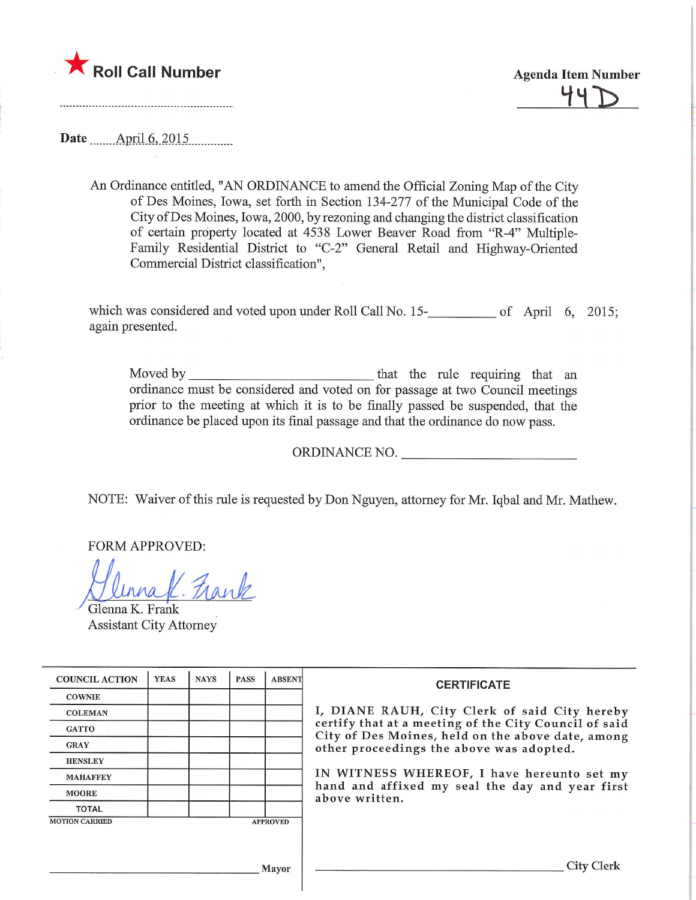★ **Roll Call Number**

..............................................................

**Agenda Item Number**

44D

**Date** April 6, 2015

An Ordinance entitled, "AN ORDINANCE to amend the Official Zoning Map of the City of Des Moines, Iowa, set forth in Section 134-277 of the Municipal Code of the City of Des Moines, Iowa, 2000, by rezoning and changing the district classification of certain property located at 4538 Lower Beaver Road from "R-4" Multiple-Family Residential District to "C-2" General Retail and Highway-Oriented Commercial District classification",

which was considered and voted upon under Roll Call No. 15-__________ of April 6, 2015; again presented.

Moved by ____________________________ that the rule requiring that an ordinance must be considered and voted on for passage at two Council meetings prior to the meeting at which it is to be finally passed be suspended, that the ordinance be placed upon its final passage and that the ordinance do now pass.

ORDINANCE NO. ____________________________

NOTE: Waiver of this rule is requested by Don Nguyen, attorney for Mr. Iqbal and Mr. Mathew.

FORM APPROVED:

Glenna K. Frank
Glenna K. Frank
Assistant City Attorney

| COUNCIL ACTION | YEAS | NAYS | PASS | ABSENT |
|---|---|---|---|---|
| COWNIE | | | | |
| COLEMAN | | | | |
| GATTO | | | | |
| GRAY | | | | |
| HENSLEY | | | | |
| MAHAFFEY | | | | |
| MOORE | | | | |
| TOTAL | | | | |

MOTION CARRIED APPROVED

______________________________ Mayor

**CERTIFICATE**

I, DIANE RAUH, City Clerk of said City hereby certify that at a meeting of the City Council of said City of Des Moines, held on the above date, among other proceedings the above was adopted.

IN WITNESS WHEREOF, I have hereunto set my hand and affixed my seal the day and year first above written.

______________________________ City Clerk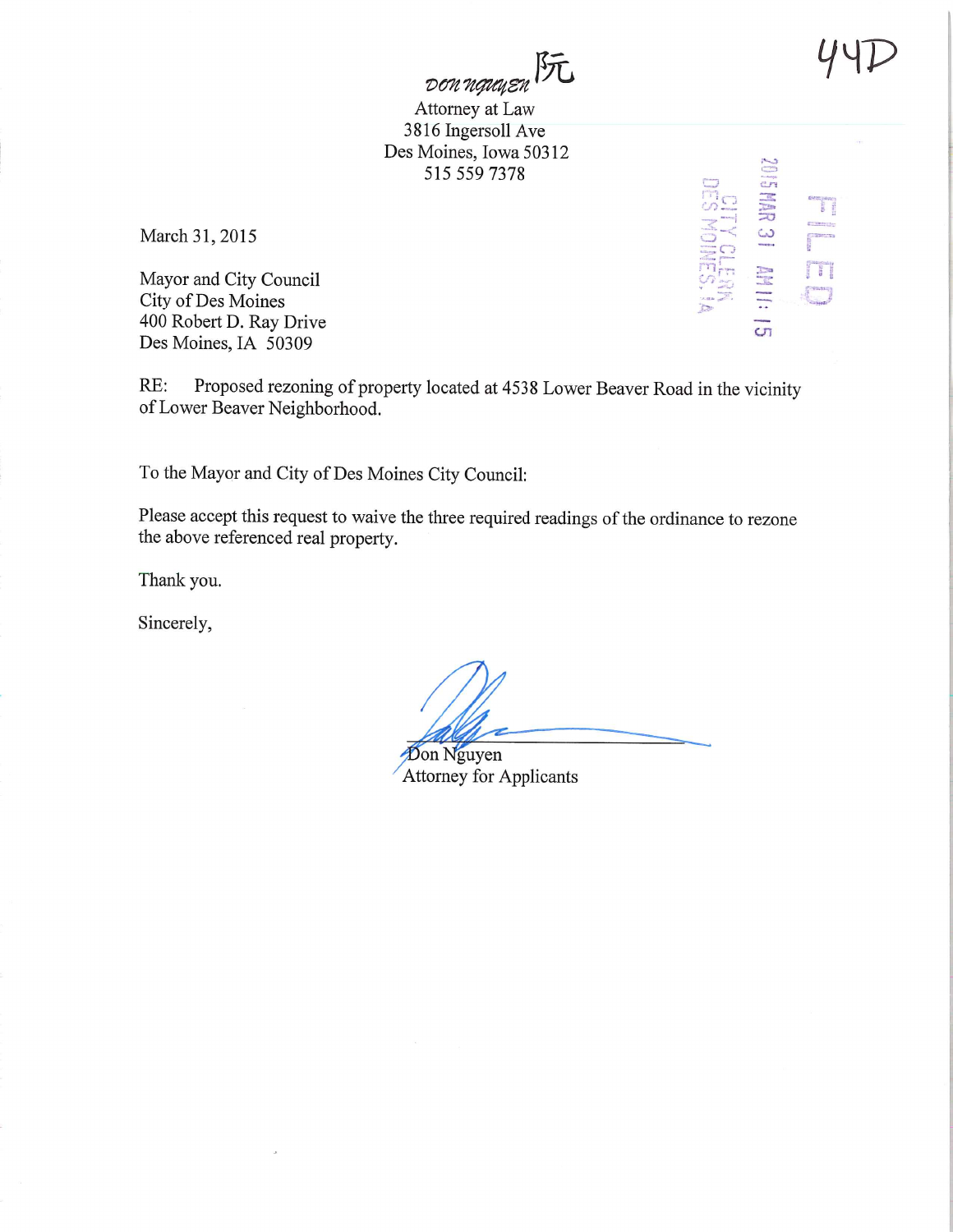44D

DON NGUYEN 阮

Attorney at Law
3816 Ingersoll Ave
Des Moines, Iowa 50312
515 559 7378

FILED
2015 MAR 31 AM 11:15
CITY CLERK
DES MOINES, IA

March 31, 2015

Mayor and City Council
City of Des Moines
400 Robert D. Ray Drive
Des Moines, IA 50309

RE: Proposed rezoning of property located at 4538 Lower Beaver Road in the vicinity of Lower Beaver Neighborhood.

To the Mayor and City of Des Moines City Council:

Please accept this request to waive the three required readings of the ordinance to rezone the above referenced real property.

Thank you.

Sincerely,

Don Nguyen
Attorney for Applicants